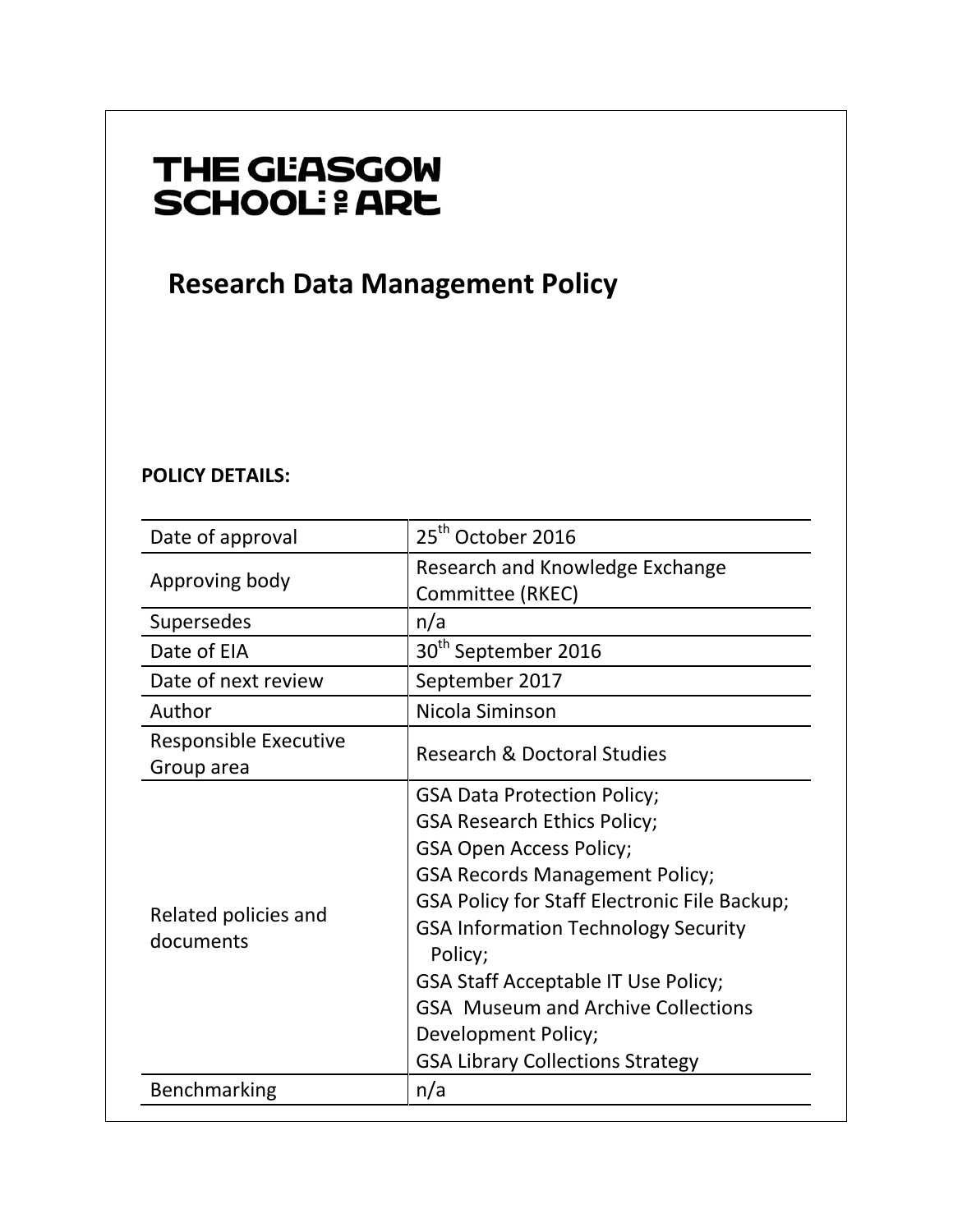THE GLASGOW SCHOOL OF ART

# Research Data Management Policy

**POLICY DETAILS:**

| | |
|---|---|
| Date of approval | 25th October 2016 |
| Approving body | Research and Knowledge Exchange Committee (RKEC) |
| Supersedes | n/a |
| Date of EIA | 30th September 2016 |
| Date of next review | September 2017 |
| Author | Nicola Siminson |
| Responsible Executive Group area | Research & Doctoral Studies |
| Related policies and documents | GSA Data Protection Policy; GSA Research Ethics Policy; GSA Open Access Policy; GSA Records Management Policy; GSA Policy for Staff Electronic File Backup; GSA Information Technology Security Policy; GSA Staff Acceptable IT Use Policy; GSA Museum and Archive Collections Development Policy; GSA Library Collections Strategy |
| Benchmarking | n/a |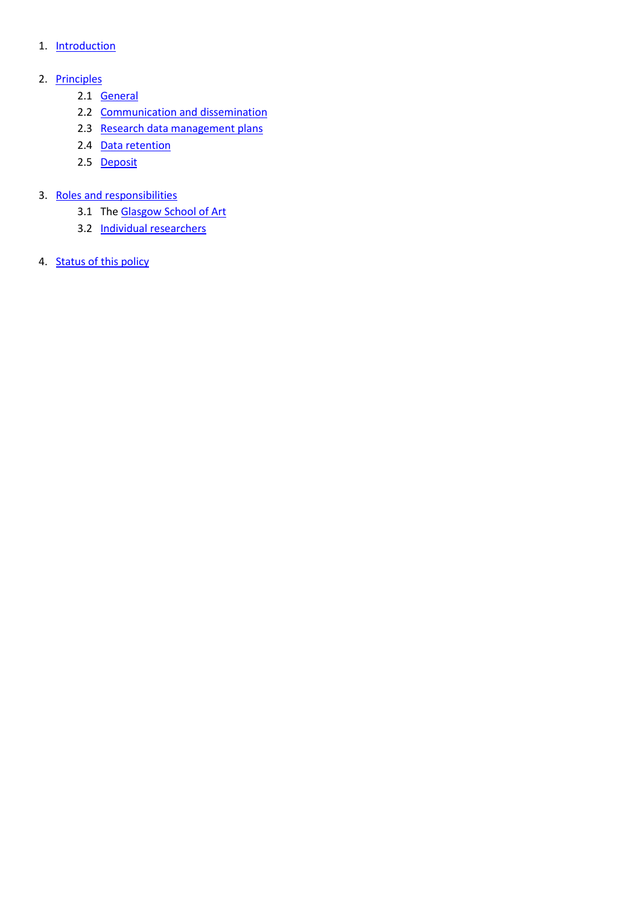1. Introduction

2. Principles
   - 2.1 General
   - 2.2 Communication and dissemination
   - 2.3 Research data management plans
   - 2.4 Data retention
   - 2.5 Deposit

3. Roles and responsibilities
   - 3.1 The Glasgow School of Art
   - 3.2 Individual researchers

4. Status of this policy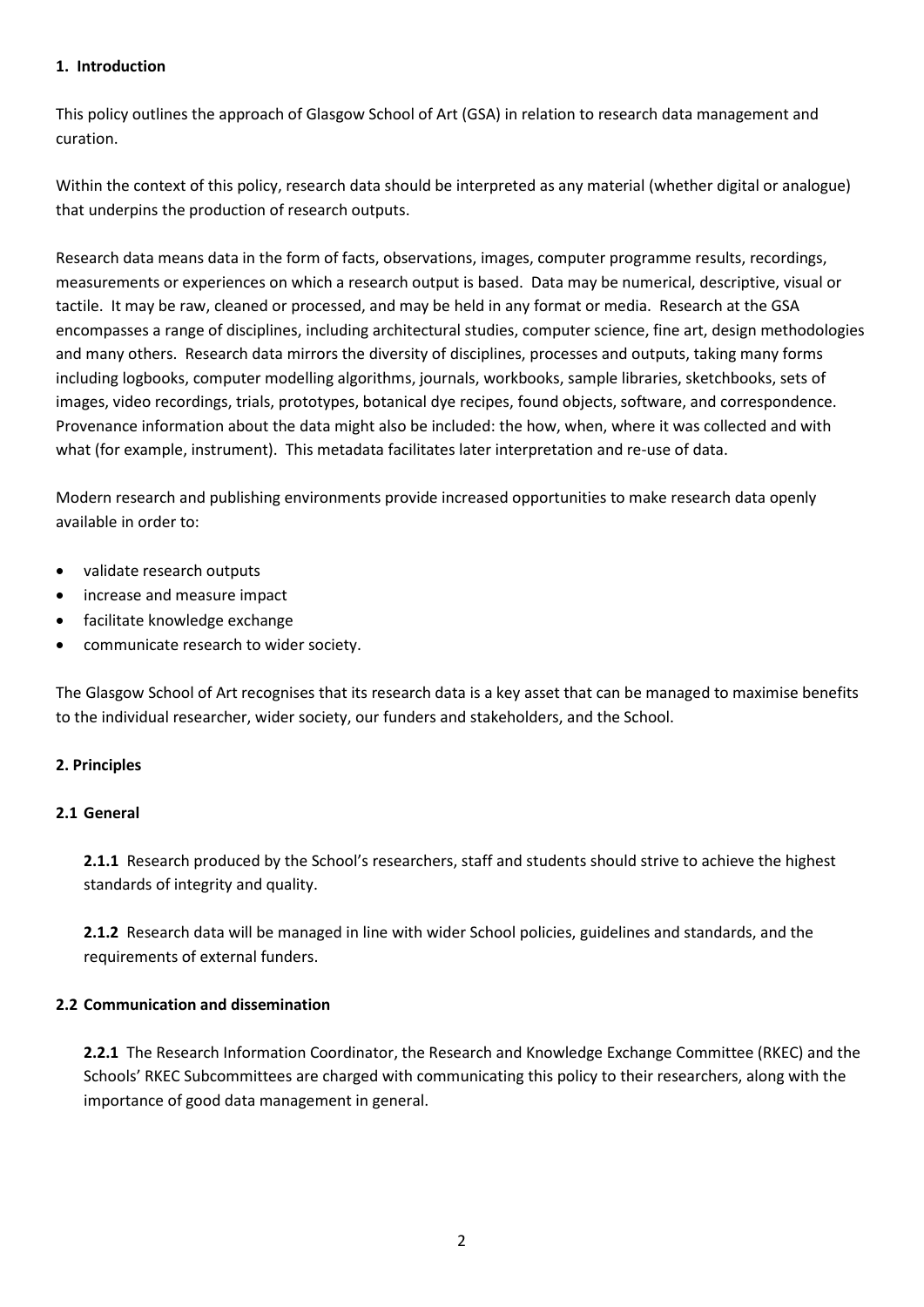## 1. Introduction

This policy outlines the approach of Glasgow School of Art (GSA) in relation to research data management and curation.

Within the context of this policy, research data should be interpreted as any material (whether digital or analogue) that underpins the production of research outputs.

Research data means data in the form of facts, observations, images, computer programme results, recordings, measurements or experiences on which a research output is based. Data may be numerical, descriptive, visual or tactile. It may be raw, cleaned or processed, and may be held in any format or media. Research at the GSA encompasses a range of disciplines, including architectural studies, computer science, fine art, design methodologies and many others. Research data mirrors the diversity of disciplines, processes and outputs, taking many forms including logbooks, computer modelling algorithms, journals, workbooks, sample libraries, sketchbooks, sets of images, video recordings, trials, prototypes, botanical dye recipes, found objects, software, and correspondence. Provenance information about the data might also be included: the how, when, where it was collected and with what (for example, instrument). This metadata facilitates later interpretation and re-use of data.

Modern research and publishing environments provide increased opportunities to make research data openly available in order to:

- validate research outputs
- increase and measure impact
- facilitate knowledge exchange
- communicate research to wider society.

The Glasgow School of Art recognises that its research data is a key asset that can be managed to maximise benefits to the individual researcher, wider society, our funders and stakeholders, and the School.

## 2. Principles

### 2.1 General

**2.1.1** Research produced by the School's researchers, staff and students should strive to achieve the highest standards of integrity and quality.

**2.1.2** Research data will be managed in line with wider School policies, guidelines and standards, and the requirements of external funders.

### 2.2 Communication and dissemination

**2.2.1** The Research Information Coordinator, the Research and Knowledge Exchange Committee (RKEC) and the Schools' RKEC Subcommittees are charged with communicating this policy to their researchers, along with the importance of good data management in general.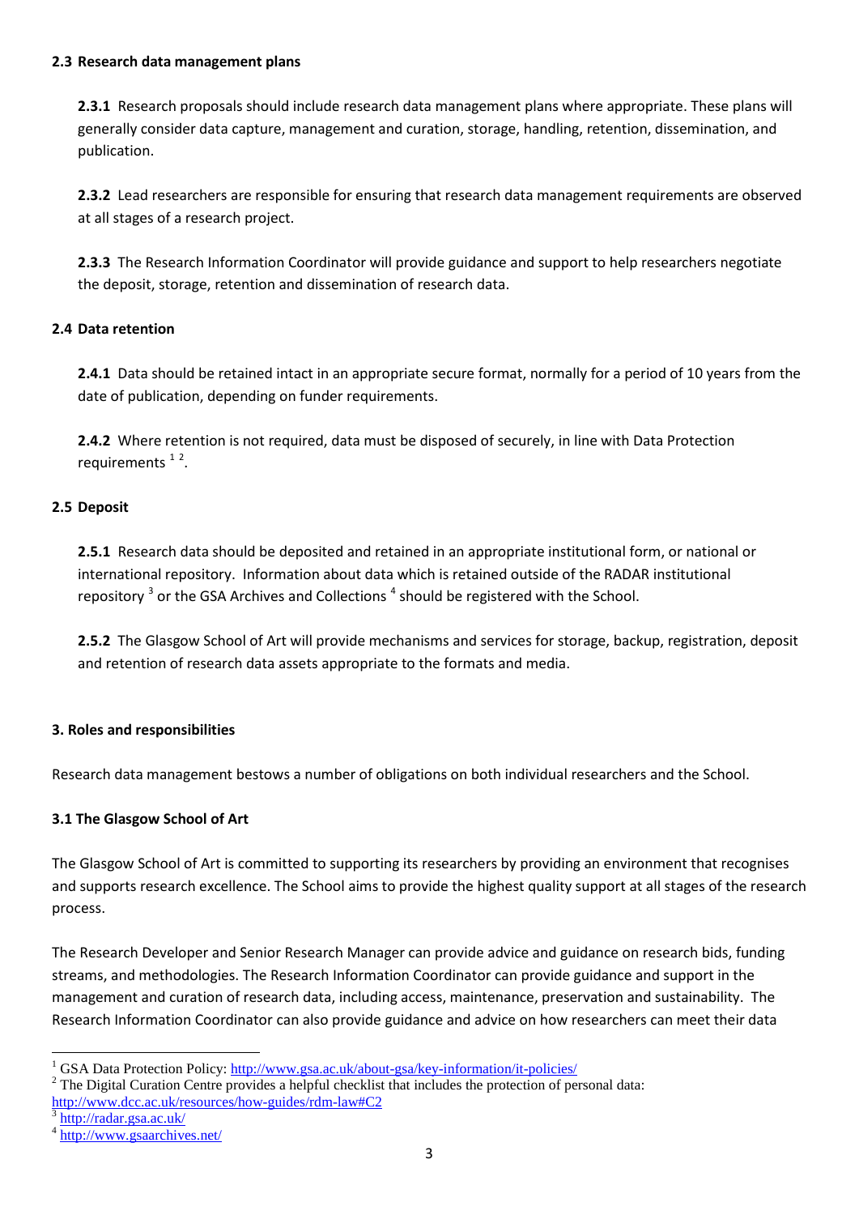### 2.3 Research data management plans

**2.3.1** Research proposals should include research data management plans where appropriate. These plans will generally consider data capture, management and curation, storage, handling, retention, dissemination, and publication.

**2.3.2** Lead researchers are responsible for ensuring that research data management requirements are observed at all stages of a research project.

**2.3.3** The Research Information Coordinator will provide guidance and support to help researchers negotiate the deposit, storage, retention and dissemination of research data.

### 2.4 Data retention

**2.4.1** Data should be retained intact in an appropriate secure format, normally for a period of 10 years from the date of publication, depending on funder requirements.

**2.4.2** Where retention is not required, data must be disposed of securely, in line with Data Protection requirements [1] [2].

### 2.5 Deposit

**2.5.1** Research data should be deposited and retained in an appropriate institutional form, or national or international repository. Information about data which is retained outside of the RADAR institutional repository [3] or the GSA Archives and Collections [4] should be registered with the School.

**2.5.2** The Glasgow School of Art will provide mechanisms and services for storage, backup, registration, deposit and retention of research data assets appropriate to the formats and media.

## 3. Roles and responsibilities

Research data management bestows a number of obligations on both individual researchers and the School.

### 3.1 The Glasgow School of Art

The Glasgow School of Art is committed to supporting its researchers by providing an environment that recognises and supports research excellence. The School aims to provide the highest quality support at all stages of the research process.

The Research Developer and Senior Research Manager can provide advice and guidance on research bids, funding streams, and methodologies. The Research Information Coordinator can provide guidance and support in the management and curation of research data, including access, maintenance, preservation and sustainability. The Research Information Coordinator can also provide guidance and advice on how researchers can meet their data

---

[1] GSA Data Protection Policy: http://www.gsa.ac.uk/about-gsa/key-information/it-policies/

[2] The Digital Curation Centre provides a helpful checklist that includes the protection of personal data: http://www.dcc.ac.uk/resources/how-guides/rdm-law#C2

[3] http://radar.gsa.ac.uk/

[4] http://www.gsaarchives.net/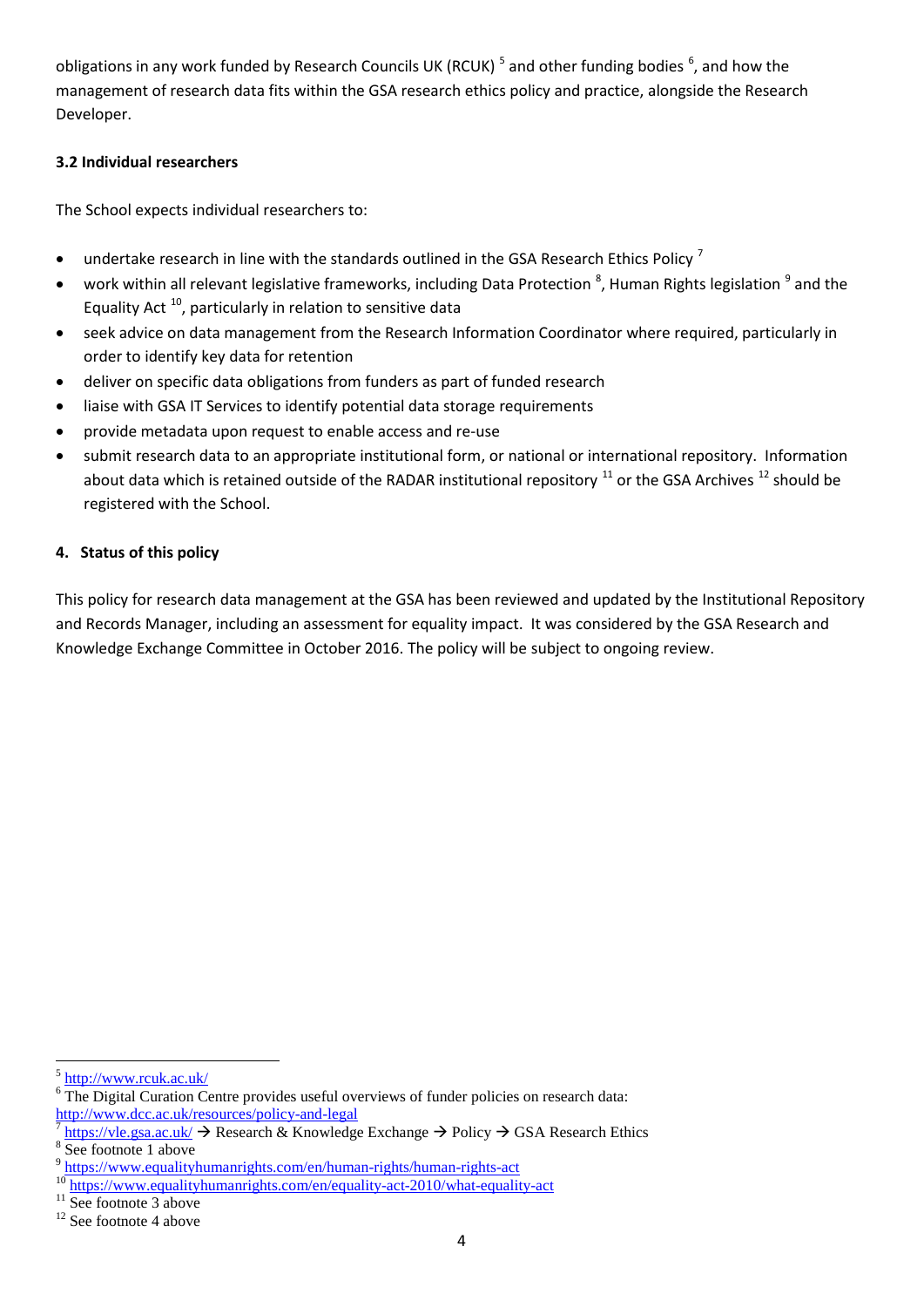obligations in any work funded by Research Councils UK (RCUK) [5] and other funding bodies [6], and how the management of research data fits within the GSA research ethics policy and practice, alongside the Research Developer.

**3.2 Individual researchers**

The School expects individual researchers to:

- undertake research in line with the standards outlined in the GSA Research Ethics Policy [7]
- work within all relevant legislative frameworks, including Data Protection [8], Human Rights legislation [9] and the Equality Act [10], particularly in relation to sensitive data
- seek advice on data management from the Research Information Coordinator where required, particularly in order to identify key data for retention
- deliver on specific data obligations from funders as part of funded research
- liaise with GSA IT Services to identify potential data storage requirements
- provide metadata upon request to enable access and re-use
- submit research data to an appropriate institutional form, or national or international repository. Information about data which is retained outside of the RADAR institutional repository [11] or the GSA Archives [12] should be registered with the School.

## 4. Status of this policy

This policy for research data management at the GSA has been reviewed and updated by the Institutional Repository and Records Manager, including an assessment for equality impact. It was considered by the GSA Research and Knowledge Exchange Committee in October 2016. The policy will be subject to ongoing review.

---

[5] http://www.rcuk.ac.uk/

[6] The Digital Curation Centre provides useful overviews of funder policies on research data: http://www.dcc.ac.uk/resources/policy-and-legal

[7] https://vle.gsa.ac.uk/ → Research & Knowledge Exchange → Policy → GSA Research Ethics

[8] See footnote 1 above

[9] https://www.equalityhumanrights.com/en/human-rights/human-rights-act

[10] https://www.equalityhumanrights.com/en/equality-act-2010/what-equality-act

[11] See footnote 3 above

[12] See footnote 4 above